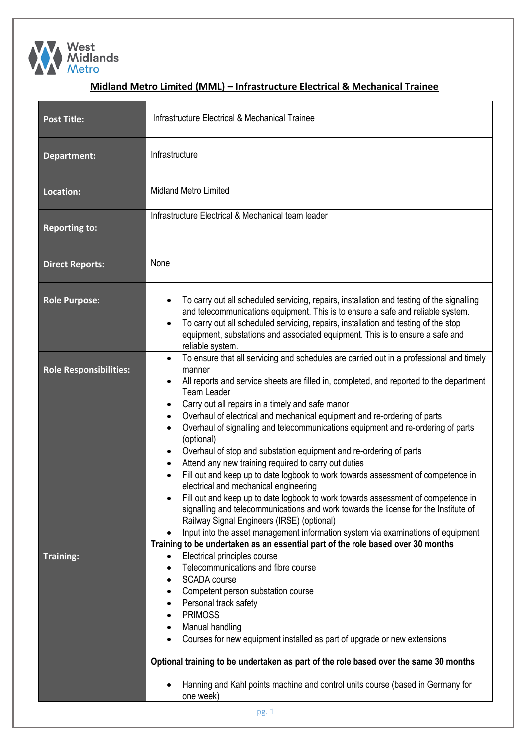# Midland Metro Limited (MML) – Infrastructure Electrical & Mechanical Trainee

| | |
|---|---|
| **Post Title:** | Infrastructure Electrical & Mechanical Trainee |
| **Department:** | Infrastructure |
| **Location:** | Midland Metro Limited |
| **Reporting to:** | Infrastructure Electrical & Mechanical team leader |
| **Direct Reports:** | None |
| **Role Purpose:** | • To carry out all scheduled servicing, repairs, installation and testing of the signalling and telecommunications equipment. This is to ensure a safe and reliable system.<br>• To carry out all scheduled servicing, repairs, installation and testing of the stop equipment, substations and associated equipment. This is to ensure a safe and reliable system. |
| **Role Responsibilities:** | • To ensure that all servicing and schedules are carried out in a professional and timely manner<br>• All reports and service sheets are filled in, completed, and reported to the department Team Leader<br>• Carry out all repairs in a timely and safe manor<br>• Overhaul of electrical and mechanical equipment and re-ordering of parts<br>• Overhaul of signalling and telecommunications equipment and re-ordering of parts (optional)<br>• Overhaul of stop and substation equipment and re-ordering of parts<br>• Attend any new training required to carry out duties<br>• Fill out and keep up to date logbook to work towards assessment of competence in electrical and mechanical engineering<br>• Fill out and keep up to date logbook to work towards assessment of competence in signalling and telecommunications and work towards the license for the Institute of Railway Signal Engineers (IRSE) (optional)<br>• Input into the asset management information system via examinations of equipment |
| **Training:** | **Training to be undertaken as an essential part of the role based over 30 months**<br>• Electrical principles course<br>• Telecommunications and fibre course<br>• SCADA course<br>• Competent person substation course<br>• Personal track safety<br>• PRIMOSS<br>• Manual handling<br>• Courses for new equipment installed as part of upgrade or new extensions<br><br>**Optional training to be undertaken as part of the role based over the same 30 months**<br>• Hanning and Kahl points machine and control units course (based in Germany for one week) |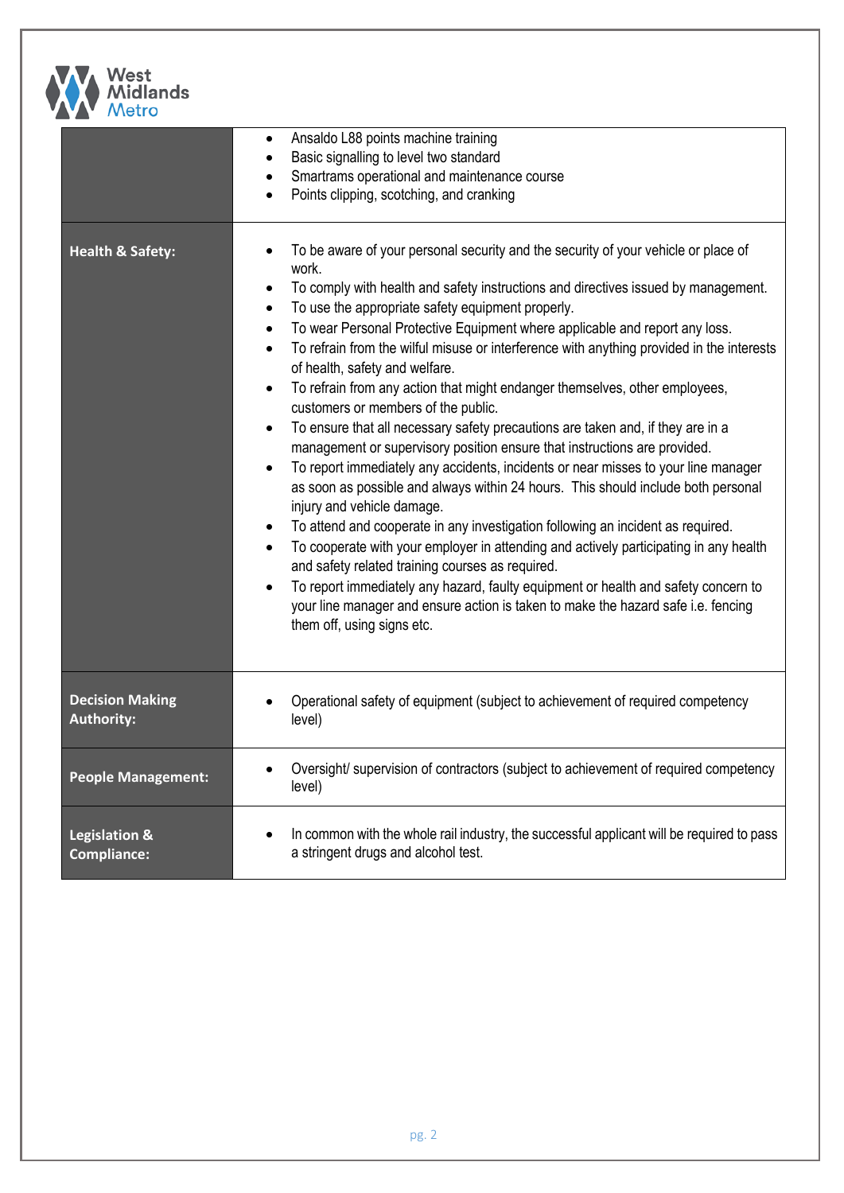| | |
|---|---|
| | • Ansaldo L88 points machine training<br>• Basic signalling to level two standard<br>• Smartrams operational and maintenance course<br>• Points clipping, scotching, and cranking |
| **Health & Safety:** | • To be aware of your personal security and the security of your vehicle or place of work.<br>• To comply with health and safety instructions and directives issued by management.<br>• To use the appropriate safety equipment properly.<br>• To wear Personal Protective Equipment where applicable and report any loss.<br>• To refrain from the wilful misuse or interference with anything provided in the interests of health, safety and welfare.<br>• To refrain from any action that might endanger themselves, other employees, customers or members of the public.<br>• To ensure that all necessary safety precautions are taken and, if they are in a management or supervisory position ensure that instructions are provided.<br>• To report immediately any accidents, incidents or near misses to your line manager as soon as possible and always within 24 hours. This should include both personal injury and vehicle damage.<br>• To attend and cooperate in any investigation following an incident as required.<br>• To cooperate with your employer in attending and actively participating in any health and safety related training courses as required.<br>• To report immediately any hazard, faulty equipment or health and safety concern to your line manager and ensure action is taken to make the hazard safe i.e. fencing them off, using signs etc. |
| **Decision Making Authority:** | • Operational safety of equipment (subject to achievement of required competency level) |
| **People Management:** | • Oversight/ supervision of contractors (subject to achievement of required competency level) |
| **Legislation & Compliance:** | • In common with the whole rail industry, the successful applicant will be required to pass a stringent drugs and alcohol test. |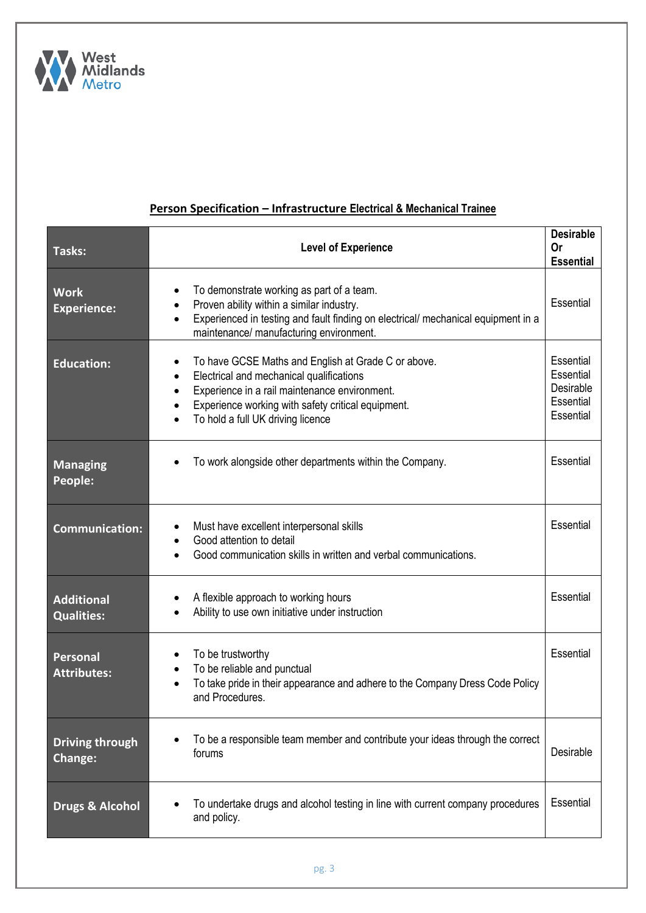## Person Specification – Infrastructure Electrical & Mechanical Trainee

| Tasks: | Level of Experience | Desirable Or Essential |
|---|---|---|
| Work Experience: | • To demonstrate working as part of a team.<br>• Proven ability within a similar industry.<br>• Experienced in testing and fault finding on electrical/ mechanical equipment in a maintenance/ manufacturing environment. | Essential |
| Education: | • To have GCSE Maths and English at Grade C or above.<br>• Electrical and mechanical qualifications<br>• Experience in a rail maintenance environment.<br>• Experience working with safety critical equipment.<br>• To hold a full UK driving licence | Essential<br>Essential<br>Desirable<br>Essential<br>Essential |
| Managing People: | • To work alongside other departments within the Company. | Essential |
| Communication: | • Must have excellent interpersonal skills<br>• Good attention to detail<br>• Good communication skills in written and verbal communications. | Essential |
| Additional Qualities: | • A flexible approach to working hours<br>• Ability to use own initiative under instruction | Essential |
| Personal Attributes: | • To be trustworthy<br>• To be reliable and punctual<br>• To take pride in their appearance and adhere to the Company Dress Code Policy and Procedures. | Essential |
| Driving through Change: | • To be a responsible team member and contribute your ideas through the correct forums | Desirable |
| Drugs & Alcohol | • To undertake drugs and alcohol testing in line with current company procedures and policy. | Essential |